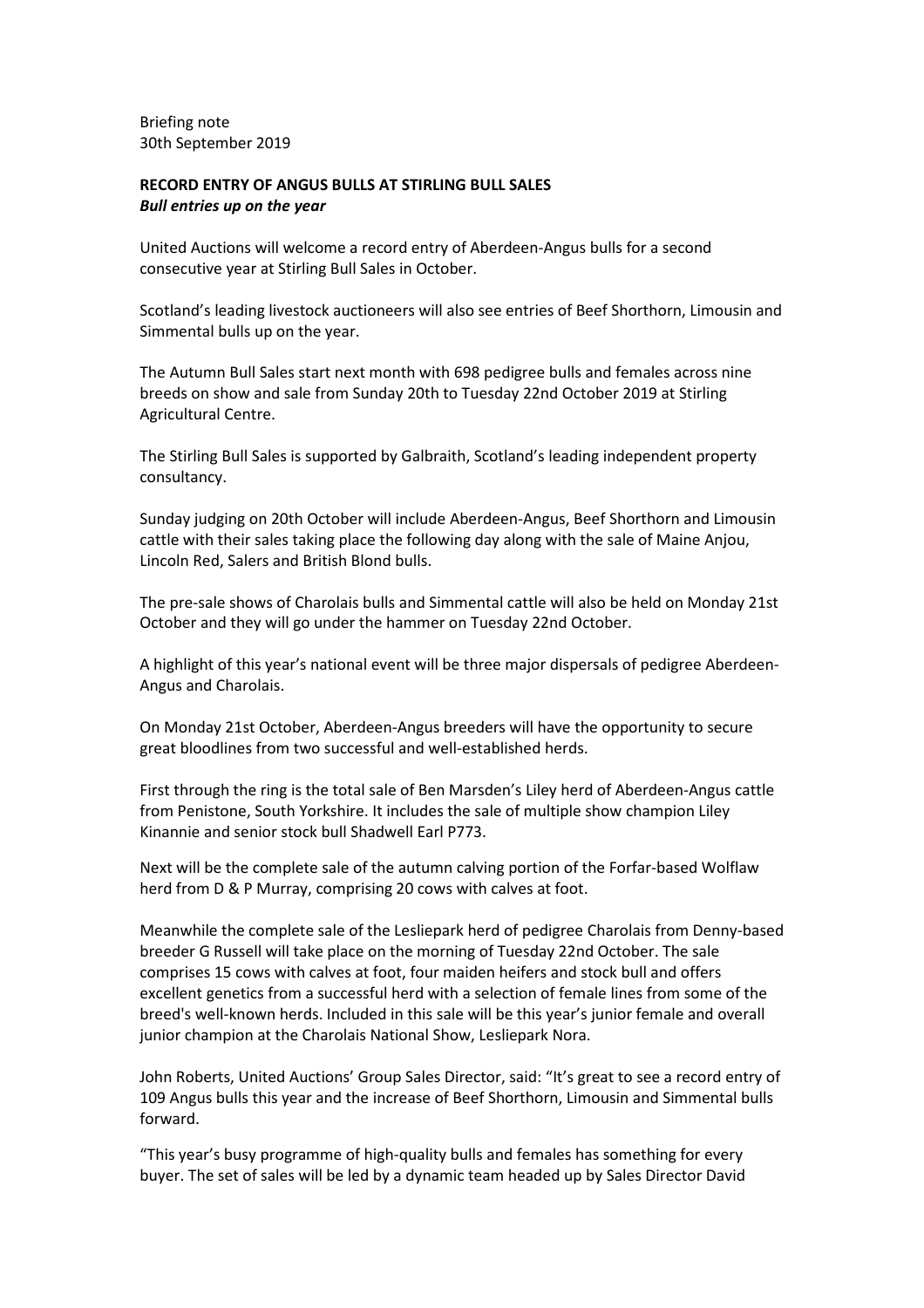Briefing note
30th September 2019

**RECORD ENTRY OF ANGUS BULLS AT STIRLING BULL SALES**
***Bull entries up on the year***

United Auctions will welcome a record entry of Aberdeen-Angus bulls for a second consecutive year at Stirling Bull Sales in October.

Scotland's leading livestock auctioneers will also see entries of Beef Shorthorn, Limousin and Simmental bulls up on the year.

The Autumn Bull Sales start next month with 698 pedigree bulls and females across nine breeds on show and sale from Sunday 20th to Tuesday 22nd October 2019 at Stirling Agricultural Centre.

The Stirling Bull Sales is supported by Galbraith, Scotland's leading independent property consultancy.

Sunday judging on 20th October will include Aberdeen-Angus, Beef Shorthorn and Limousin cattle with their sales taking place the following day along with the sale of Maine Anjou, Lincoln Red, Salers and British Blond bulls.

The pre-sale shows of Charolais bulls and Simmental cattle will also be held on Monday 21st October and they will go under the hammer on Tuesday 22nd October.

A highlight of this year's national event will be three major dispersals of pedigree Aberdeen-Angus and Charolais.

On Monday 21st October, Aberdeen-Angus breeders will have the opportunity to secure great bloodlines from two successful and well-established herds.

First through the ring is the total sale of Ben Marsden's Liley herd of Aberdeen-Angus cattle from Penistone, South Yorkshire. It includes the sale of multiple show champion Liley Kinannie and senior stock bull Shadwell Earl P773.

Next will be the complete sale of the autumn calving portion of the Forfar-based Wolflaw herd from D & P Murray, comprising 20 cows with calves at foot.

Meanwhile the complete sale of the Lesliepark herd of pedigree Charolais from Denny-based breeder G Russell will take place on the morning of Tuesday 22nd October. The sale comprises 15 cows with calves at foot, four maiden heifers and stock bull and offers excellent genetics from a successful herd with a selection of female lines from some of the breed's well-known herds. Included in this sale will be this year's junior female and overall junior champion at the Charolais National Show, Lesliepark Nora.

John Roberts, United Auctions' Group Sales Director, said: "It's great to see a record entry of 109 Angus bulls this year and the increase of Beef Shorthorn, Limousin and Simmental bulls forward.

"This year's busy programme of high-quality bulls and females has something for every buyer. The set of sales will be led by a dynamic team headed up by Sales Director David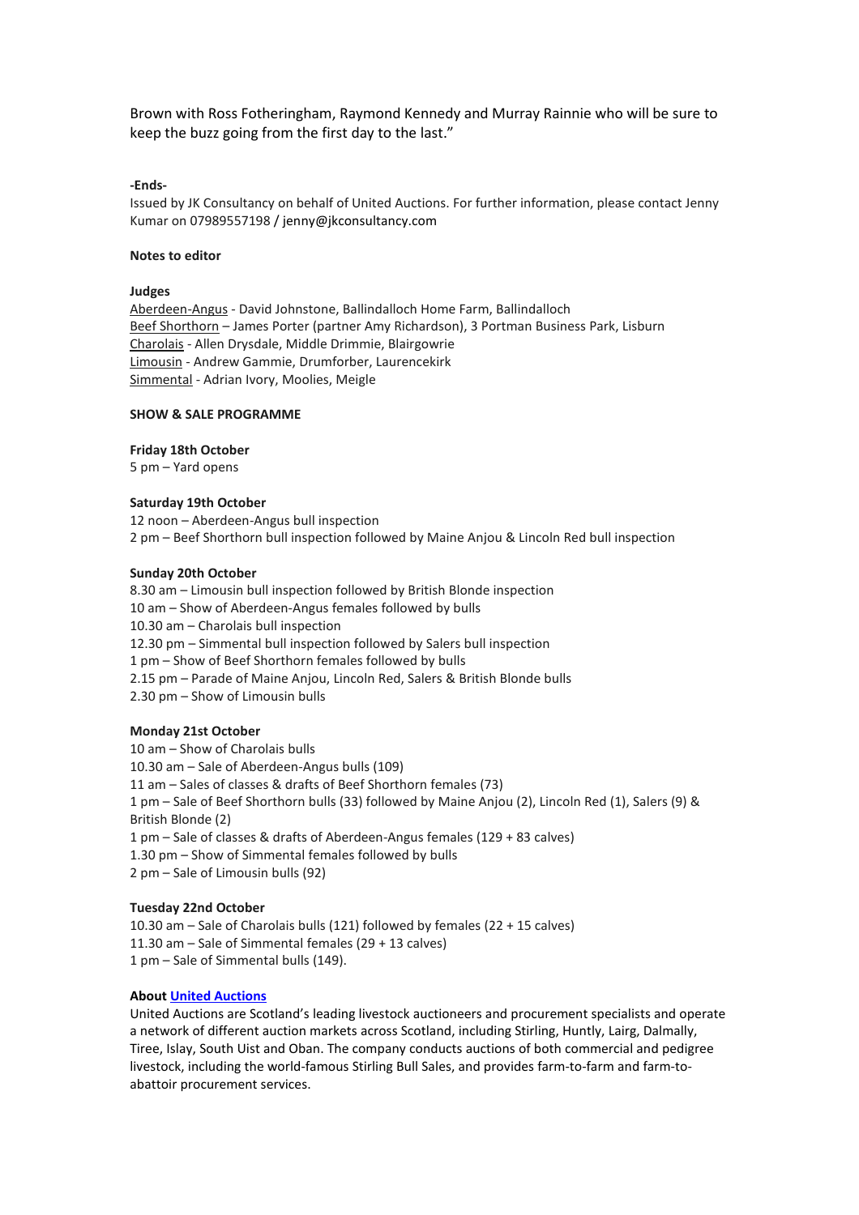Brown with Ross Fotheringham, Raymond Kennedy and Murray Rainnie who will be sure to keep the buzz going from the first day to the last."

**-Ends-**

Issued by JK Consultancy on behalf of United Auctions. For further information, please contact Jenny Kumar on 07989557198 / jenny@jkconsultancy.com

**Notes to editor**

**Judges**

Aberdeen-Angus - David Johnstone, Ballindalloch Home Farm, Ballindalloch
Beef Shorthorn – James Porter (partner Amy Richardson), 3 Portman Business Park, Lisburn
Charolais - Allen Drysdale, Middle Drimmie, Blairgowrie
Limousin - Andrew Gammie, Drumforber, Laurencekirk
Simmental - Adrian Ivory, Moolies, Meigle

**SHOW & SALE PROGRAMME**

**Friday 18th October**
5 pm – Yard opens

**Saturday 19th October**
12 noon – Aberdeen-Angus bull inspection
2 pm – Beef Shorthorn bull inspection followed by Maine Anjou & Lincoln Red bull inspection

**Sunday 20th October**
8.30 am – Limousin bull inspection followed by British Blonde inspection
10 am – Show of Aberdeen-Angus females followed by bulls
10.30 am – Charolais bull inspection
12.30 pm – Simmental bull inspection followed by Salers bull inspection
1 pm – Show of Beef Shorthorn females followed by bulls
2.15 pm – Parade of Maine Anjou, Lincoln Red, Salers & British Blonde bulls
2.30 pm – Show of Limousin bulls

**Monday 21st October**
10 am – Show of Charolais bulls
10.30 am – Sale of Aberdeen-Angus bulls (109)
11 am – Sales of classes & drafts of Beef Shorthorn females (73)
1 pm – Sale of Beef Shorthorn bulls (33) followed by Maine Anjou (2), Lincoln Red (1), Salers (9) & British Blonde (2)
1 pm – Sale of classes & drafts of Aberdeen-Angus females (129 + 83 calves)
1.30 pm – Show of Simmental females followed by bulls
2 pm – Sale of Limousin bulls (92)

**Tuesday 22nd October**
10.30 am – Sale of Charolais bulls (121) followed by females (22 + 15 calves)
11.30 am – Sale of Simmental females (29 + 13 calves)
1 pm – Sale of Simmental bulls (149).

**About United Auctions**

United Auctions are Scotland's leading livestock auctioneers and procurement specialists and operate a network of different auction markets across Scotland, including Stirling, Huntly, Lairg, Dalmally, Tiree, Islay, South Uist and Oban. The company conducts auctions of both commercial and pedigree livestock, including the world-famous Stirling Bull Sales, and provides farm-to-farm and farm-to-abattoir procurement services.